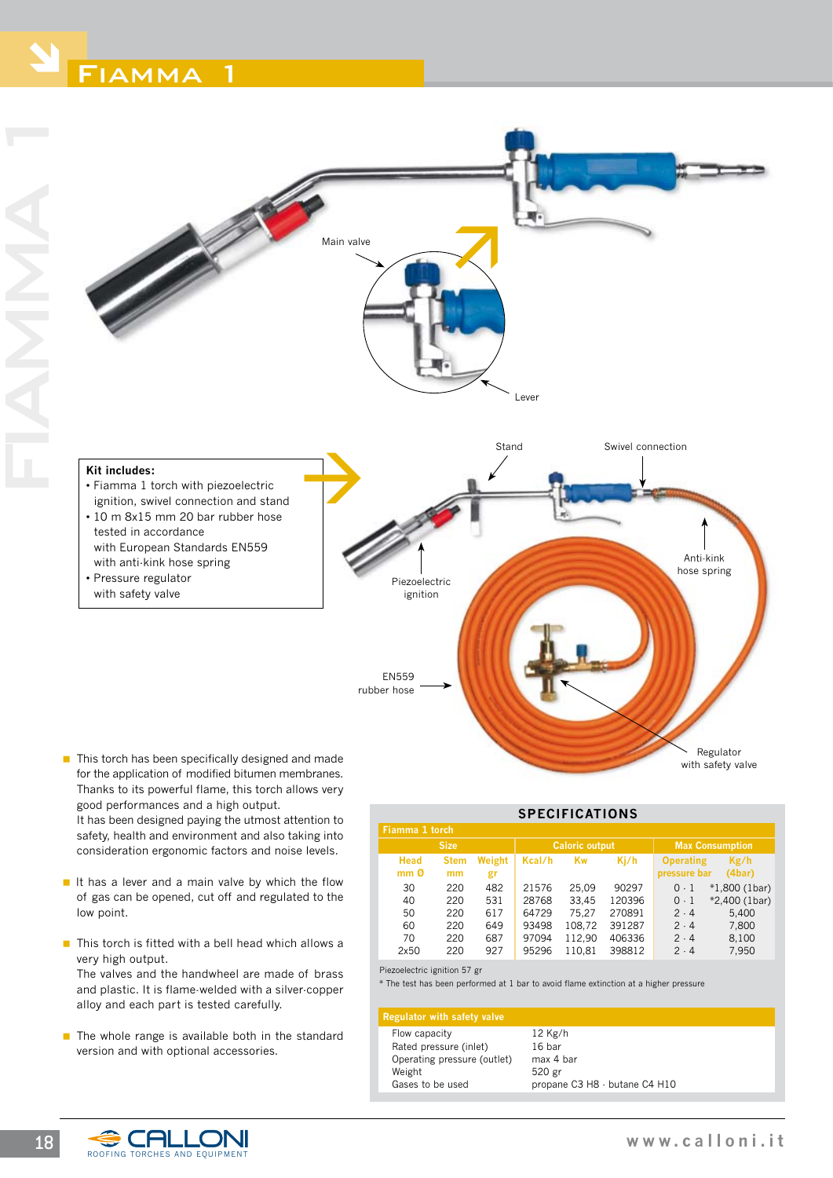# Fiamma 1

Main valve

Lever

Stand

Swivel connection

Anti-kink hose spring

Piezoelectric ignition

EN559 rubber hose

Regulator with safety valve

**Kit includes:**

- Fiamma 1 torch with piezoelectric ignition, swivel connection and stand
- 10 m 8x15 mm 20 bar rubber hose tested in accordance with European Standards EN559 with anti-kink hose spring
- Pressure regulator with safety valve

- This torch has been specifically designed and made for the application of modified bitumen membranes. Thanks to its powerful flame, this torch allows very good performances and a high output.
  It has been designed paying the utmost attention to safety, health and environment and also taking into consideration ergonomic factors and noise levels.
- It has a lever and a main valve by which the flow of gas can be opened, cut off and regulated to the low point.
- This torch is fitted with a bell head which allows a very high output.
  The valves and the handwheel are made of brass and plastic. It is flame-welded with a silver-copper alloy and each part is tested carefully.
- The whole range is available both in the standard version and with optional accessories.

## SPECIFICATIONS

**Fiamma 1 torch**

| Size | | | Caloric output | | | Max Consumption | |
|---|---|---|---|---|---|---|---|
| Head mm Ø | Stem mm | Weight gr | Kcal/h | Kw | Kj/h | Operating pressure bar | Kg/h (4bar) |
| 30 | 220 | 482 | 21576 | 25,09 | 90297 | 0 - 1 | *1,800 (1bar) |
| 40 | 220 | 531 | 28768 | 33,45 | 120396 | 0 - 1 | *2,400 (1bar) |
| 50 | 220 | 617 | 64729 | 75,27 | 270891 | 2 - 4 | 5,400 |
| 60 | 220 | 649 | 93498 | 108,72 | 391287 | 2 - 4 | 7,800 |
| 70 | 220 | 687 | 97094 | 112,90 | 406336 | 2 - 4 | 8,100 |
| 2x50 | 220 | 927 | 95296 | 110,81 | 398812 | 2 - 4 | 7,950 |

Piezoelectric ignition 57 gr

* The test has been performed at 1 bar to avoid flame extinction at a higher pressure

**Regulator with safety valve**

| | |
|---|---|
| Flow capacity | 12 Kg/h |
| Rated pressure (inlet) | 16 bar |
| Operating pressure (outlet) | max 4 bar |
| Weight | 520 gr |
| Gases to be used | propane $C_3H_8$ - butane $C_4H_{10}$ |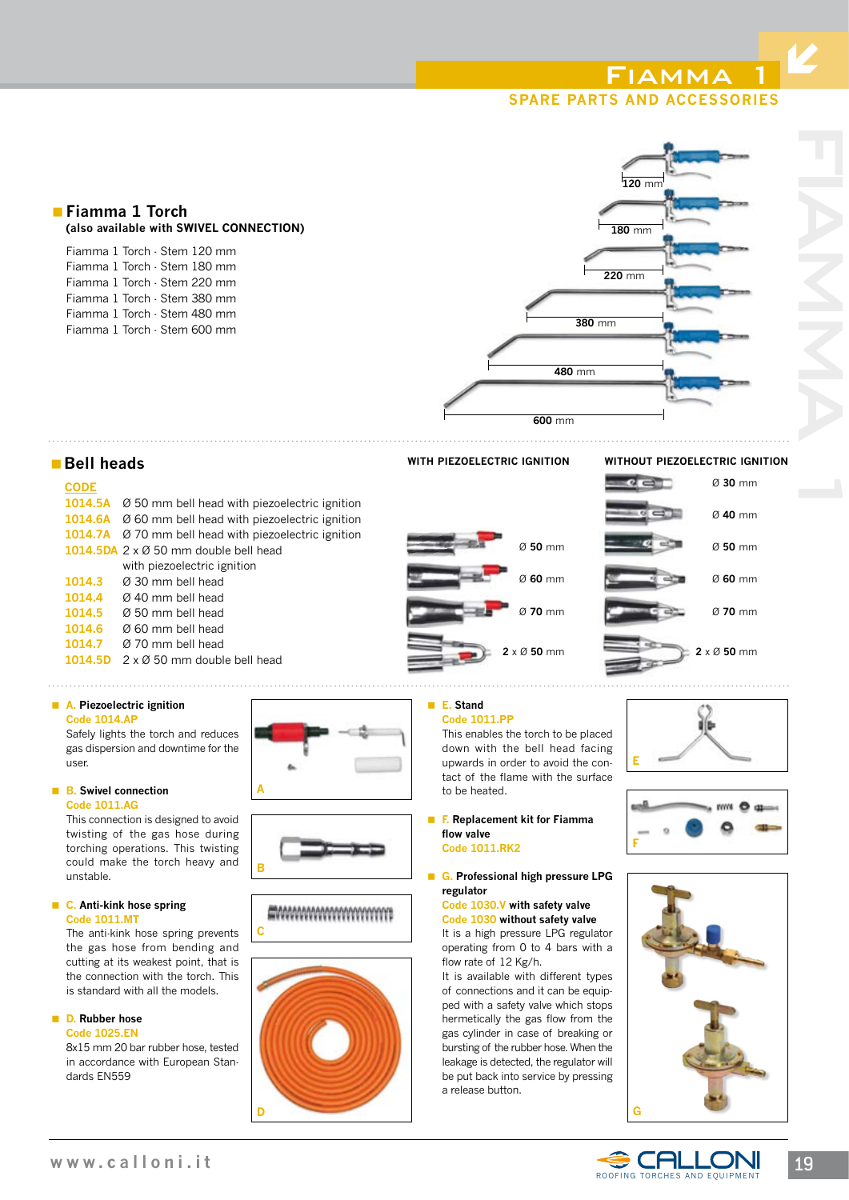# Fiamma 1

## SPARE PARTS AND ACCESSORIES

### Fiamma 1 Torch

**(also available with SWIVEL CONNECTION)**

Fiamma 1 Torch - Stem 120 mm
Fiamma 1 Torch - Stem 180 mm
Fiamma 1 Torch - Stem 220 mm
Fiamma 1 Torch - Stem 380 mm
Fiamma 1 Torch - Stem 480 mm
Fiamma 1 Torch - Stem 600 mm

120 mm
180 mm
220 mm
380 mm
480 mm
600 mm

### Bell heads

| CODE | |
|---|---|
| 1014.5A | Ø 50 mm bell head with piezoelectric ignition |
| 1014.6A | Ø 60 mm bell head with piezoelectric ignition |
| 1014.7A | Ø 70 mm bell head with piezoelectric ignition |
| 1014.5DA | 2 x Ø 50 mm double bell head with piezoelectric ignition |
| 1014.3 | Ø 30 mm bell head |
| 1014.4 | Ø 40 mm bell head |
| 1014.5 | Ø 50 mm bell head |
| 1014.6 | Ø 60 mm bell head |
| 1014.7 | Ø 70 mm bell head |
| 1014.5D | 2 x Ø 50 mm double bell head |

WITH PIEZOELECTRIC IGNITION

Ø 50 mm
Ø 60 mm
Ø 70 mm
2 x Ø 50 mm

WITHOUT PIEZOELECTRIC IGNITION

Ø 30 mm
Ø 40 mm
Ø 50 mm
Ø 60 mm
Ø 70 mm
2 x Ø 50 mm

- **A. Piezoelectric ignition**
  Code 1014.AP
  Safely lights the torch and reduces gas dispersion and downtime for the user.

- **B. Swivel connection**
  Code 1011.AG
  This connection is designed to avoid twisting of the gas hose during torching operations. This twisting could make the torch heavy and unstable.

- **C. Anti-kink hose spring**
  Code 1011.MT
  The anti-kink hose spring prevents the gas hose from bending and cutting at its weakest point, that is the connection with the torch. This is standard with all the models.

- **D. Rubber hose**
  Code 1025.EN
  8x15 mm 20 bar rubber hose, tested in accordance with European Standards EN559

- **E. Stand**
  Code 1011.PP
  This enables the torch to be placed down with the bell head facing upwards in order to avoid the contact of the flame with the surface to be heated.

- **F. Replacement kit for Fiamma flow valve**
  Code 1011.RK2

- **G. Professional high pressure LPG regulator**
  Code 1030.V **with safety valve**
  Code 1030 **without safety valve**
  It is a high pressure LPG regulator operating from 0 to 4 bars with a flow rate of 12 Kg/h.
  It is available with different types of connections and it can be equipped with a safety valve which stops hermetically the gas flow from the gas cylinder in case of breaking or bursting of the rubber hose. When the leakage is detected, the regulator will be put back into service by pressing a release button.

A B C D E F G

www.calloni.it

CALLONI
ROOFING TORCHES AND EQUIPMENT